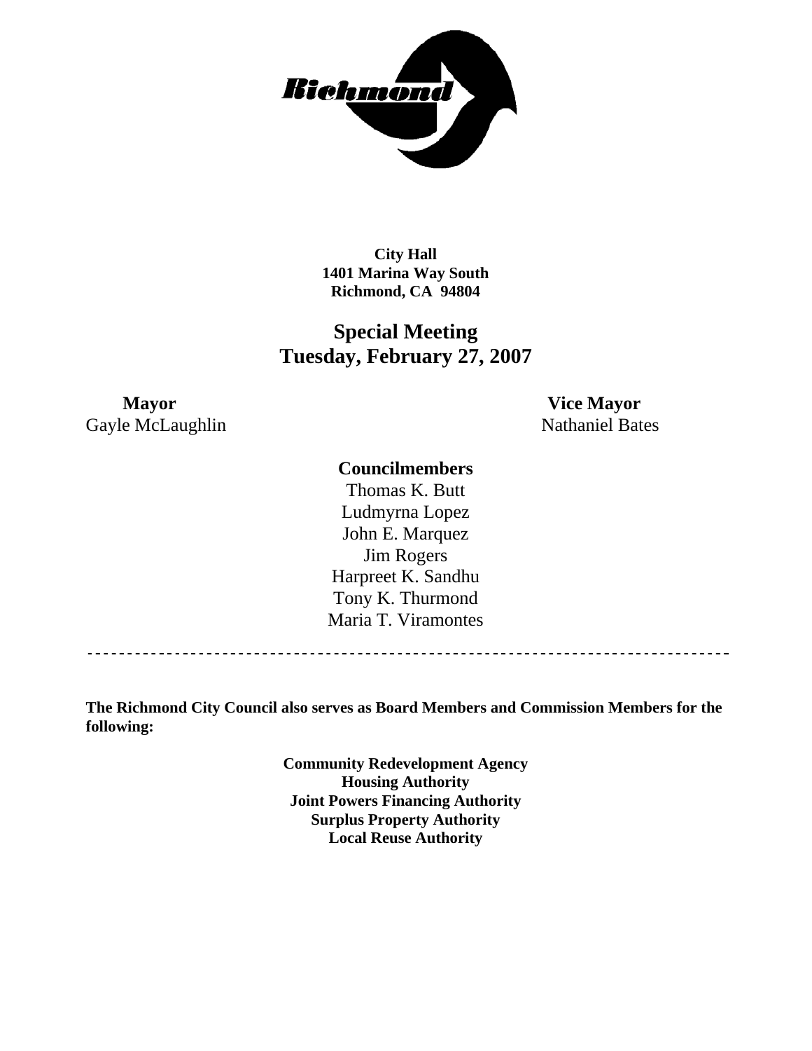**City Hall**
**1401 Marina Way South**
**Richmond, CA 94804**

## Special Meeting
## Tuesday, February 27, 2007

**Mayor**
Gayle McLaughlin

**Vice Mayor**
Nathaniel Bates

**Councilmembers**

Thomas K. Butt
Ludmyrna Lopez
John E. Marquez
Jim Rogers
Harpreet K. Sandhu
Tony K. Thurmond
Maria T. Viramontes

---

**The Richmond City Council also serves as Board Members and Commission Members for the following:**

**Community Redevelopment Agency**
**Housing Authority**
**Joint Powers Financing Authority**
**Surplus Property Authority**
**Local Reuse Authority**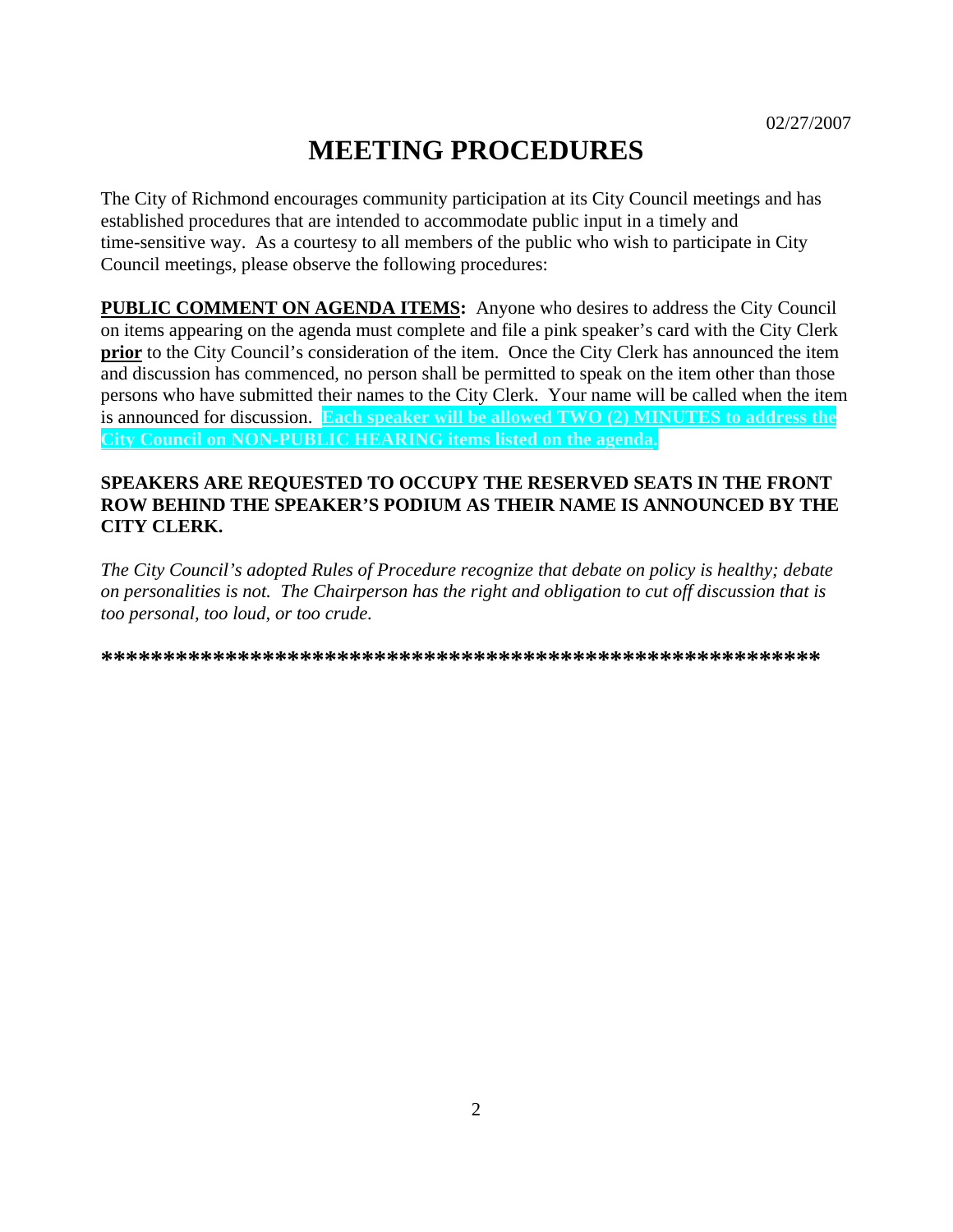02/27/2007

# MEETING PROCEDURES

The City of Richmond encourages community participation at its City Council meetings and has established procedures that are intended to accommodate public input in a timely and time-sensitive way. As a courtesy to all members of the public who wish to participate in City Council meetings, please observe the following procedures:

**PUBLIC COMMENT ON AGENDA ITEMS:** Anyone who desires to address the City Council on items appearing on the agenda must complete and file a pink speaker's card with the City Clerk **prior** to the City Council's consideration of the item. Once the City Clerk has announced the item and discussion has commenced, no person shall be permitted to speak on the item other than those persons who have submitted their names to the City Clerk. Your name will be called when the item is announced for discussion. **Each speaker will be allowed TWO (2) MINUTES to address the City Council on NON-PUBLIC HEARING items listed on the agenda.**

**SPEAKERS ARE REQUESTED TO OCCUPY THE RESERVED SEATS IN THE FRONT ROW BEHIND THE SPEAKER'S PODIUM AS THEIR NAME IS ANNOUNCED BY THE CITY CLERK.**

*The City Council's adopted Rules of Procedure recognize that debate on policy is healthy; debate on personalities is not. The Chairperson has the right and obligation to cut off discussion that is too personal, too loud, or too crude.*

**\*\*\*\*\*\*\*\*\*\*\*\*\*\*\*\*\*\*\*\*\*\*\*\*\*\*\*\*\*\*\*\*\*\*\*\*\*\*\*\*\*\*\*\*\*\*\*\*\*\*\*\*\*\*\*\*\*\*\*\***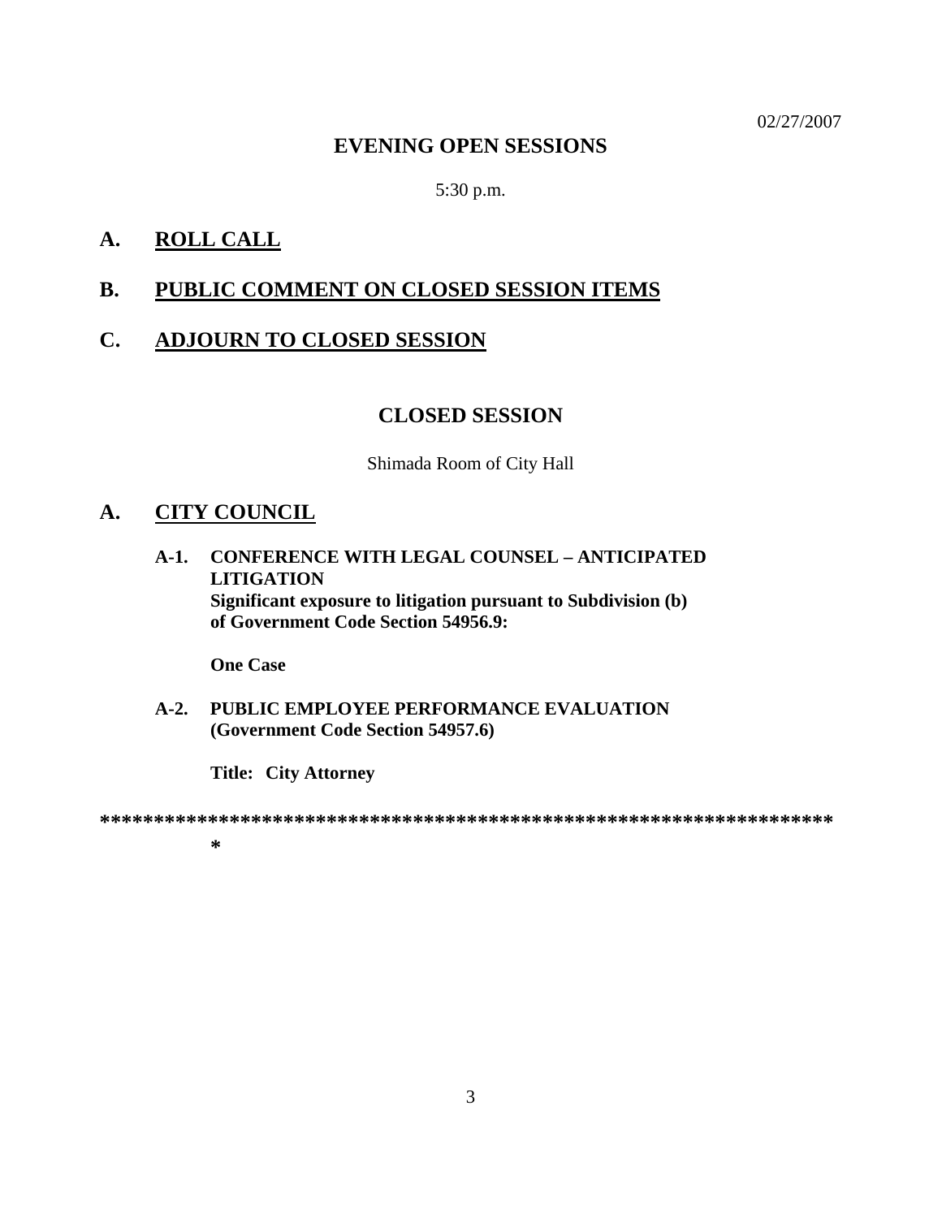02/27/2007

## EVENING OPEN SESSIONS

5:30 p.m.

## A. ROLL CALL

## B. PUBLIC COMMENT ON CLOSED SESSION ITEMS

## C. ADJOURN TO CLOSED SESSION

## CLOSED SESSION

Shimada Room of City Hall

## A. CITY COUNCIL

**A-1. CONFERENCE WITH LEGAL COUNSEL – ANTICIPATED LITIGATION**
**Significant exposure to litigation pursuant to Subdivision (b) of Government Code Section 54956.9:**

**One Case**

**A-2. PUBLIC EMPLOYEE PERFORMANCE EVALUATION (Government Code Section 54957.6)**

**Title: City Attorney**

**********************************************************************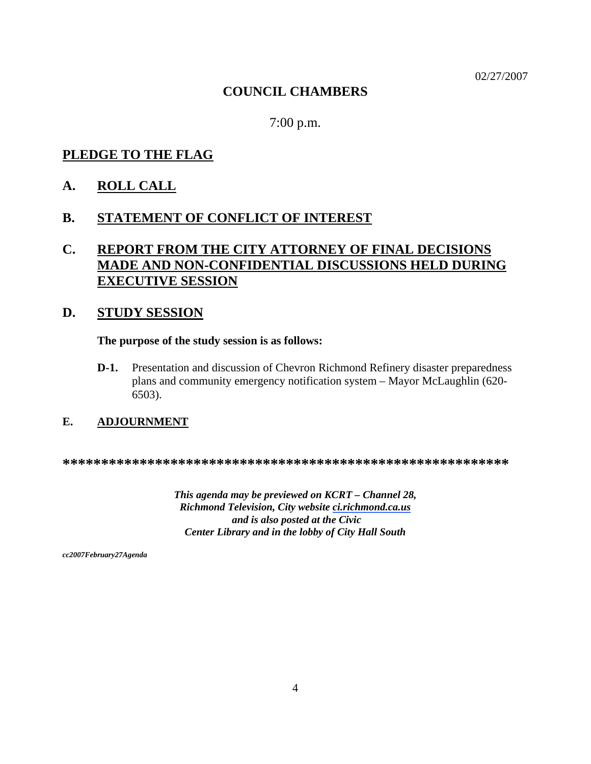02/27/2007

**COUNCIL CHAMBERS**

7:00 p.m.

## PLEDGE TO THE FLAG

## A. ROLL CALL

## B. STATEMENT OF CONFLICT OF INTEREST

## C. REPORT FROM THE CITY ATTORNEY OF FINAL DECISIONS MADE AND NON-CONFIDENTIAL DISCUSSIONS HELD DURING EXECUTIVE SESSION

## D. STUDY SESSION

**The purpose of the study session is as follows:**

**D-1.** Presentation and discussion of Chevron Richmond Refinery disaster preparedness plans and community emergency notification system – Mayor McLaughlin (620-6503).

### E. ADJOURNMENT

**********************************************************

***This agenda may be previewed on KCRT – Channel 28, Richmond Television, City website ci.richmond.ca.us and is also posted at the Civic Center Library and in the lobby of City Hall South***

***cc2007February27Agenda***